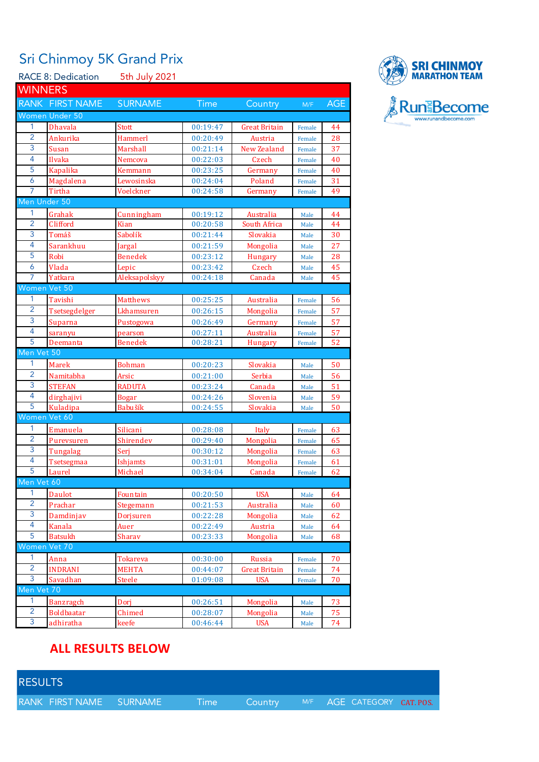# Sri Chinmoy 5K Grand Prix

RACE 8: Dedication    5th July 2021

SRI CHINMOY MARATHON TEAM

RunandBecome www.runandbecome.com

## WINNERS

| RANK | FIRST NAME | SURNAME | Time | Country | M/F | AGE |
|---|---|---|---|---|---|---|
| **Women Under 50** | | | | | | |
| 1 | Dhavala | Stott | 00:19:47 | Great Britain | Female | 44 |
| 2 | Ankurika | Hammerl | 00:20:49 | Austria | Female | 28 |
| 3 | Susan | Marshall | 00:21:14 | New Zealand | Female | 37 |
| 4 | Ilvaka | Nemcova | 00:22:03 | Czech | Female | 40 |
| 5 | Kapalika | Kemmann | 00:23:25 | Germany | Female | 40 |
| 6 | Magdalena | Lewosinska | 00:24:04 | Poland | Female | 31 |
| 7 | Tirtha | Voelckner | 00:24:58 | Germany | Female | 49 |
| **Men Under 50** | | | | | | |
| 1 | Grahak | Cunningham | 00:19:12 | Australia | Male | 44 |
| 2 | Clifford | Kian | 00:20:58 | South Africa | Male | 44 |
| 3 | Tomáš | Sabolík | 00:21:44 | Slovakia | Male | 30 |
| 4 | Sarankhuu | Jargal | 00:21:59 | Mongolia | Male | 27 |
| 5 | Robi | Benedek | 00:23:12 | Hungary | Male | 28 |
| 6 | Vlada | Lepic | 00:23:42 | Czech | Male | 45 |
| 7 | Yatkara | Aleksapolskyy | 00:24:18 | Canada | Male | 45 |
| **Women Vet 50** | | | | | | |
| 1 | Tavishi | Matthews | 00:25:25 | Australia | Female | 56 |
| 2 | Tsetsegdelger | Lkhamsuren | 00:26:15 | Mongolia | Female | 57 |
| 3 | Suparna | Pustogowa | 00:26:49 | Germany | Female | 57 |
| 4 | saranyu | pearson | 00:27:11 | Australia | Female | 57 |
| 5 | Deemanta | Benedek | 00:28:21 | Hungary | Female | 52 |
| **Men Vet 50** | | | | | | |
| 1 | Marek | Bohman | 00:20:23 | Slovakia | Male | 50 |
| 2 | Namitabha | Arsic | 00:21:00 | Serbia | Male | 56 |
| 3 | STEFAN | RADUTA | 00:23:24 | Canada | Male | 51 |
| 4 | dirghajivi | Bogar | 00:24:26 | Slovenia | Male | 59 |
| 5 | Kuladipa | Babušík | 00:24:55 | Slovakia | Male | 50 |
| **Women Vet 60** | | | | | | |
| 1 | Emanuela | Silicani | 00:28:08 | Italy | Female | 63 |
| 2 | Purevsuren | Shirendev | 00:29:40 | Mongolia | Female | 65 |
| 3 | Tungalag | Serj | 00:30:12 | Mongolia | Female | 63 |
| 4 | Tsetsegmaa | Ishjamts | 00:31:01 | Mongolia | Female | 61 |
| 5 | Laurel | Michael | 00:34:04 | Canada | Female | 62 |
| **Men Vet 60** | | | | | | |
| 1 | Daulot | Fountain | 00:20:50 | USA | Male | 64 |
| 2 | Prachar | Stegemann | 00:21:53 | Australia | Male | 60 |
| 3 | Damdinjav | Dorjsuren | 00:22:28 | Mongolia | Male | 62 |
| 4 | Kanala | Auer | 00:22:49 | Austria | Male | 64 |
| 5 | Batsukh | Sharav | 00:23:33 | Mongolia | Male | 68 |
| **Women Vet 70** | | | | | | |
| 1 | Anna | Tokareva | 00:30:00 | Russia | Female | 70 |
| 2 | INDRANI | MEHTA | 00:44:07 | Great Britain | Female | 74 |
| 3 | Savadhan | Steele | 01:09:08 | USA | Female | 70 |
| **Men Vet 70** | | | | | | |
| 1 | Banzragch | Dorj | 00:26:51 | Mongolia | Male | 73 |
| 2 | Boldbaatar | Chimed | 00:28:07 | Mongolia | Male | 75 |
| 3 | adhiratha | keefe | 00:46:44 | USA | Male | 74 |

**ALL RESULTS BELOW**

## RESULTS

| RANK | FIRST NAME | SURNAME | Time | Country | M/F | AGE | CATEGORY | CAT. POS. |
|---|---|---|---|---|---|---|---|---|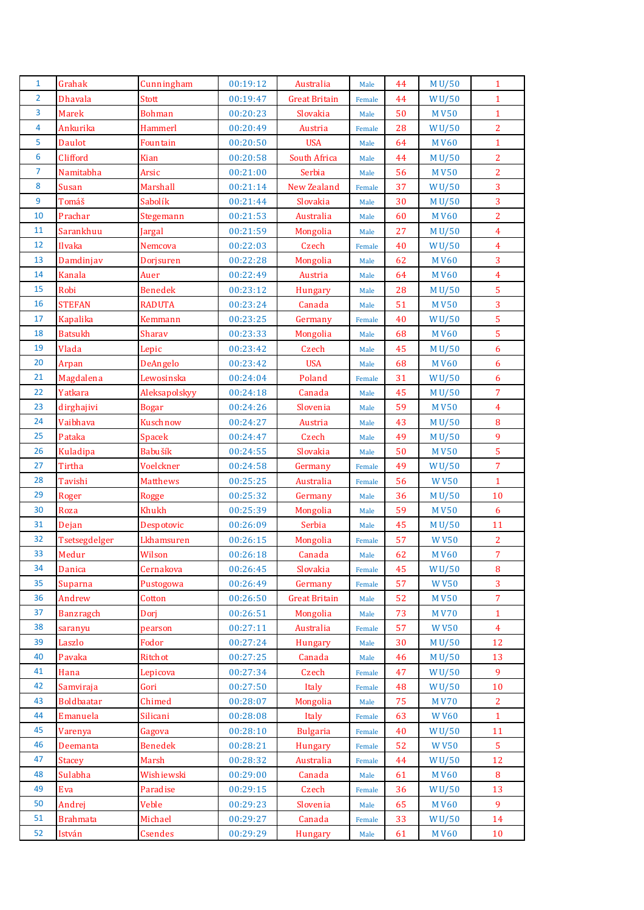| 1 | Grahak | Cunningham | 00:19:12 | Australia | Male | 44 | M U/50 | 1 |
|---|---|---|---|---|---|---|---|---|
| 2 | Dhavala | Stott | 00:19:47 | Great Britain | Female | 44 | W U/50 | 1 |
| 3 | Marek | Bohman | 00:20:23 | Slovakia | Male | 50 | M V50 | 1 |
| 4 | Ankurika | Hammerl | 00:20:49 | Austria | Female | 28 | W U/50 | 2 |
| 5 | Daulot | Fountain | 00:20:50 | USA | Male | 64 | M V60 | 1 |
| 6 | Clifford | Kian | 00:20:58 | South Africa | Male | 44 | M U/50 | 2 |
| 7 | Namitabha | Arsic | 00:21:00 | Serbia | Male | 56 | M V50 | 2 |
| 8 | Susan | Marshall | 00:21:14 | New Zealand | Female | 37 | W U/50 | 3 |
| 9 | Tomáš | Sabolík | 00:21:44 | Slovakia | Male | 30 | M U/50 | 3 |
| 10 | Prachar | Stegemann | 00:21:53 | Australia | Male | 60 | M V60 | 2 |
| 11 | Sarankhuu | Jargal | 00:21:59 | Mongolia | Male | 27 | M U/50 | 4 |
| 12 | Ilvaka | Nemcova | 00:22:03 | Czech | Female | 40 | W U/50 | 4 |
| 13 | Damdinjav | Dorjsuren | 00:22:28 | Mongolia | Male | 62 | M V60 | 3 |
| 14 | Kanala | Auer | 00:22:49 | Austria | Male | 64 | M V60 | 4 |
| 15 | Robi | Benedek | 00:23:12 | Hungary | Male | 28 | M U/50 | 5 |
| 16 | STEFAN | RADUTA | 00:23:24 | Canada | Male | 51 | M V50 | 3 |
| 17 | Kapalika | Kemmann | 00:23:25 | Germany | Female | 40 | W U/50 | 5 |
| 18 | Batsukh | Sharav | 00:23:33 | Mongolia | Male | 68 | M V60 | 5 |
| 19 | Vlada | Lepic | 00:23:42 | Czech | Male | 45 | M U/50 | 6 |
| 20 | Arpan | DeAngelo | 00:23:42 | USA | Male | 68 | M V60 | 6 |
| 21 | Magdalena | Lewosinska | 00:24:04 | Poland | Female | 31 | W U/50 | 6 |
| 22 | Yatkara | Aleksapolskyy | 00:24:18 | Canada | Male | 45 | M U/50 | 7 |
| 23 | dirghajivi | Bogar | 00:24:26 | Slovenia | Male | 59 | M V50 | 4 |
| 24 | Vaibhava | Kuschnow | 00:24:27 | Austria | Male | 43 | M U/50 | 8 |
| 25 | Pataka | Spacek | 00:24:47 | Czech | Male | 49 | M U/50 | 9 |
| 26 | Kuladipa | Babušík | 00:24:55 | Slovakia | Male | 50 | M V50 | 5 |
| 27 | Tirtha | Voelckner | 00:24:58 | Germany | Female | 49 | W U/50 | 7 |
| 28 | Tavishi | Matthews | 00:25:25 | Australia | Female | 56 | W V50 | 1 |
| 29 | Roger | Rogge | 00:25:32 | Germany | Male | 36 | M U/50 | 10 |
| 30 | Roza | Khukh | 00:25:39 | Mongolia | Male | 59 | M V50 | 6 |
| 31 | Dejan | Despotovic | 00:26:09 | Serbia | Male | 45 | M U/50 | 11 |
| 32 | Tsetsegdelger | Lkhamsuren | 00:26:15 | Mongolia | Female | 57 | W V50 | 2 |
| 33 | Medur | Wilson | 00:26:18 | Canada | Male | 62 | M V60 | 7 |
| 34 | Danica | Cernakova | 00:26:45 | Slovakia | Female | 45 | W U/50 | 8 |
| 35 | Suparna | Pustogowa | 00:26:49 | Germany | Female | 57 | W V50 | 3 |
| 36 | Andrew | Cotton | 00:26:50 | Great Britain | Male | 52 | M V50 | 7 |
| 37 | Banzragch | Dorj | 00:26:51 | Mongolia | Male | 73 | M V70 | 1 |
| 38 | saranyu | pearson | 00:27:11 | Australia | Female | 57 | W V50 | 4 |
| 39 | Laszlo | Fodor | 00:27:24 | Hungary | Male | 30 | M U/50 | 12 |
| 40 | Pavaka | Ritchot | 00:27:25 | Canada | Male | 46 | M U/50 | 13 |
| 41 | Hana | Lepicova | 00:27:34 | Czech | Female | 47 | W U/50 | 9 |
| 42 | Samviraja | Gori | 00:27:50 | Italy | Female | 48 | W U/50 | 10 |
| 43 | Boldbaatar | Chimed | 00:28:07 | Mongolia | Male | 75 | M V70 | 2 |
| 44 | Emanuela | Silicani | 00:28:08 | Italy | Female | 63 | W V60 | 1 |
| 45 | Varenya | Gagova | 00:28:10 | Bulgaria | Female | 40 | W U/50 | 11 |
| 46 | Deemanta | Benedek | 00:28:21 | Hungary | Female | 52 | W V50 | 5 |
| 47 | Stacey | Marsh | 00:28:32 | Australia | Female | 44 | W U/50 | 12 |
| 48 | Sulabha | Wishiewski | 00:29:00 | Canada | Male | 61 | M V60 | 8 |
| 49 | Eva | Paradise | 00:29:15 | Czech | Female | 36 | W U/50 | 13 |
| 50 | Andrej | Veble | 00:29:23 | Slovenia | Male | 65 | M V60 | 9 |
| 51 | Brahmata | Michael | 00:29:27 | Canada | Female | 33 | W U/50 | 14 |
| 52 | István | Csendes | 00:29:29 | Hungary | Male | 61 | M V60 | 10 |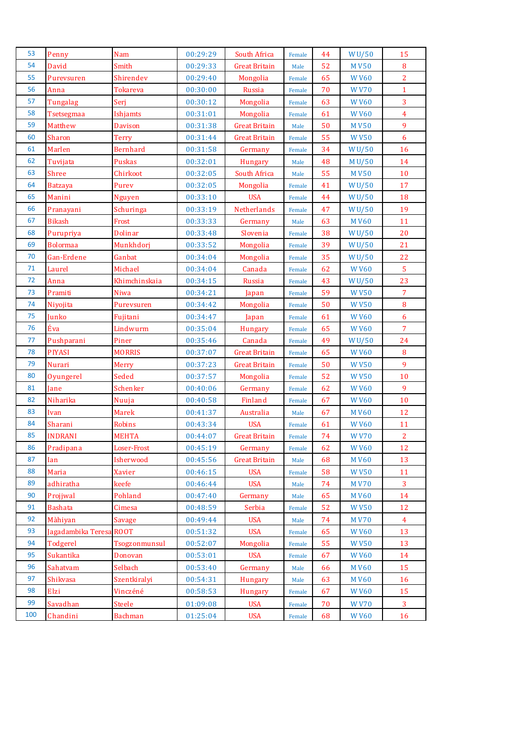| | | | | | | | | |
|---|---|---|---|---|---|---|---|---|
| 53 | Penny | Nam | 00:29:29 | South Africa | Female | 44 | WU/50 | 15 |
| 54 | David | Smith | 00:29:33 | Great Britain | Male | 52 | MV50 | 8 |
| 55 | Purevsuren | Shirendev | 00:29:40 | Mongolia | Female | 65 | WV60 | 2 |
| 56 | Anna | Tokareva | 00:30:00 | Russia | Female | 70 | WV70 | 1 |
| 57 | Tungalag | Serj | 00:30:12 | Mongolia | Female | 63 | WV60 | 3 |
| 58 | Tsetsegmaa | Ishjamts | 00:31:01 | Mongolia | Female | 61 | WV60 | 4 |
| 59 | Matthew | Davison | 00:31:38 | Great Britain | Male | 50 | MV50 | 9 |
| 60 | Sharon | Terry | 00:31:44 | Great Britain | Female | 55 | WV50 | 6 |
| 61 | Marlen | Bernhard | 00:31:58 | Germany | Female | 34 | WU/50 | 16 |
| 62 | Tuvijata | Puskas | 00:32:01 | Hungary | Male | 48 | MU/50 | 14 |
| 63 | Shree | Chirkoot | 00:32:05 | South Africa | Male | 55 | MV50 | 10 |
| 64 | Batzaya | Purev | 00:32:05 | Mongolia | Female | 41 | WU/50 | 17 |
| 65 | Manini | Nguyen | 00:33:10 | USA | Female | 44 | WU/50 | 18 |
| 66 | Pranayani | Schuringa | 00:33:19 | Netherlands | Female | 47 | WU/50 | 19 |
| 67 | Bikash | Frost | 00:33:33 | Germany | Male | 63 | MV60 | 11 |
| 68 | Purupriya | Dolinar | 00:33:48 | Slovenia | Female | 38 | WU/50 | 20 |
| 69 | Bolormaa | Munkhdorj | 00:33:52 | Mongolia | Female | 39 | WU/50 | 21 |
| 70 | Gan-Erdene | Ganbat | 00:34:04 | Mongolia | Female | 35 | WU/50 | 22 |
| 71 | Laurel | Michael | 00:34:04 | Canada | Female | 62 | WV60 | 5 |
| 72 | Anna | Khimchinskaia | 00:34:15 | Russia | Female | 43 | WU/50 | 23 |
| 73 | Pramiti | Niwa | 00:34:21 | Japan | Female | 59 | WV50 | 7 |
| 74 | Niyojita | Purevsuren | 00:34:42 | Mongolia | Female | 50 | WV50 | 8 |
| 75 | Junko | Fujitani | 00:34:47 | Japan | Female | 61 | WV60 | 6 |
| 76 | Éva | Lindwurm | 00:35:04 | Hungary | Female | 65 | WV60 | 7 |
| 77 | Pushparani | Piner | 00:35:46 | Canada | Female | 49 | WU/50 | 24 |
| 78 | PIYASI | MORRIS | 00:37:07 | Great Britain | Female | 65 | WV60 | 8 |
| 79 | Nurari | Merry | 00:37:23 | Great Britain | Female | 50 | WV50 | 9 |
| 80 | Oyungerel | Seded | 00:37:57 | Mongolia | Female | 52 | WV50 | 10 |
| 81 | Jane | Schenker | 00:40:06 | Germany | Female | 62 | WV60 | 9 |
| 82 | Niharika | Nuuja | 00:40:58 | Finland | Female | 67 | WV60 | 10 |
| 83 | Ivan | Marek | 00:41:37 | Australia | Male | 67 | MV60 | 12 |
| 84 | Sharani | Robins | 00:43:34 | USA | Female | 61 | WV60 | 11 |
| 85 | INDRANI | MEHTA | 00:44:07 | Great Britain | Female | 74 | WV70 | 2 |
| 86 | Pradipana | Loser-Frost | 00:45:19 | Germany | Female | 62 | WV60 | 12 |
| 87 | Ian | Isherwood | 00:45:56 | Great Britain | Male | 68 | MV60 | 13 |
| 88 | Maria | Xavier | 00:46:15 | USA | Female | 58 | WV50 | 11 |
| 89 | adhiratha | keefe | 00:46:44 | USA | Male | 74 | MV70 | 3 |
| 90 | Projjwal | Pohland | 00:47:40 | Germany | Male | 65 | MV60 | 14 |
| 91 | Bashata | Cimesa | 00:48:59 | Serbia | Female | 52 | WV50 | 12 |
| 92 | Màhiyan | Savage | 00:49:44 | USA | Male | 74 | MV70 | 4 |
| 93 | Jagadambika Teresa | ROOT | 00:51:32 | USA | Female | 65 | WV60 | 13 |
| 94 | Todgerel | Tsogzonmunsul | 00:52:07 | Mongolia | Female | 55 | WV50 | 13 |
| 95 | Sukantika | Donovan | 00:53:01 | USA | Female | 67 | WV60 | 14 |
| 96 | Sahatvam | Selbach | 00:53:40 | Germany | Male | 66 | MV60 | 15 |
| 97 | Shikvasa | Szentkiralyi | 00:54:31 | Hungary | Male | 63 | MV60 | 16 |
| 98 | Elzi | Vinczéné | 00:58:53 | Hungary | Female | 67 | WV60 | 15 |
| 99 | Savadhan | Steele | 01:09:08 | USA | Female | 70 | WV70 | 3 |
| 100 | Chandini | Bachman | 01:25:04 | USA | Female | 68 | WV60 | 16 |